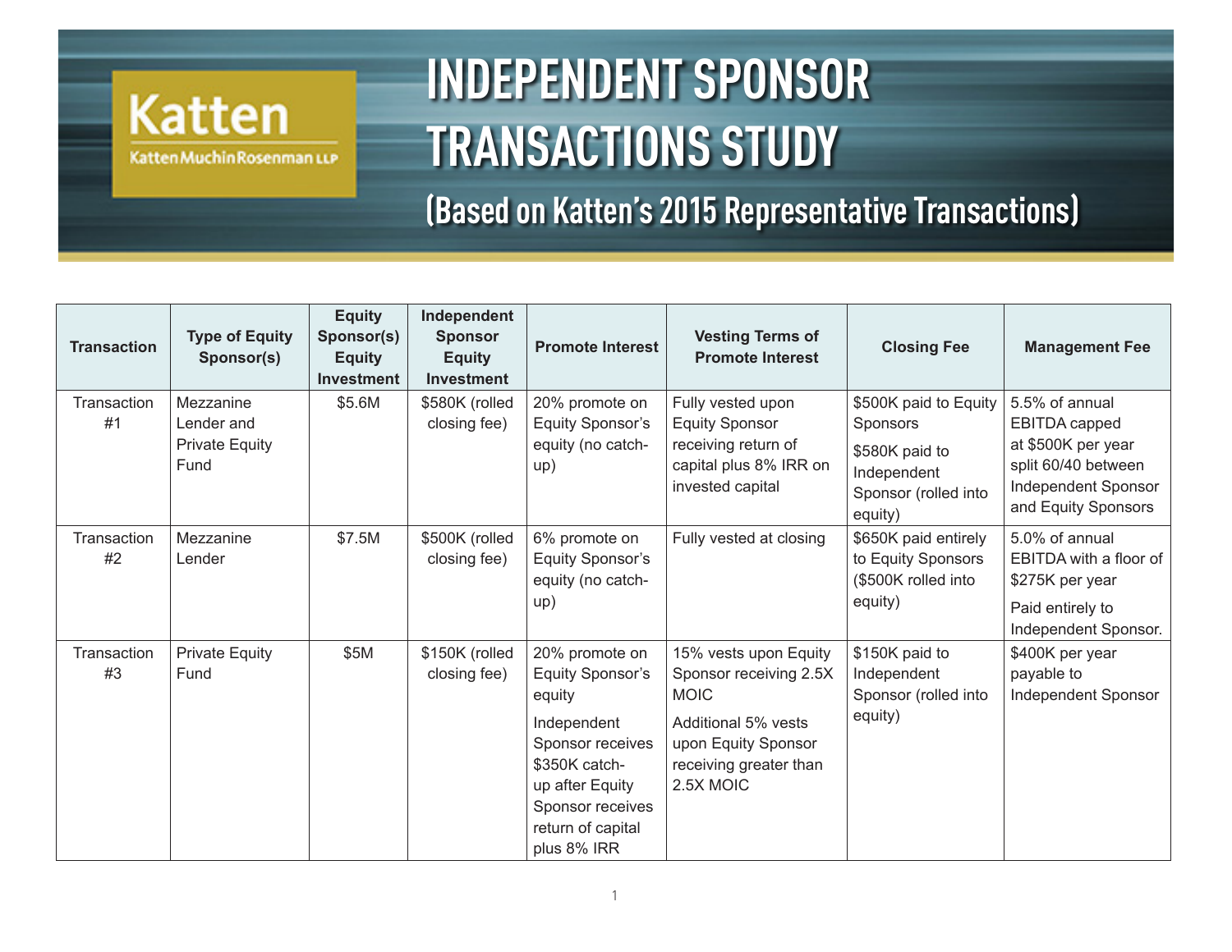Katten

KattenMuchinRosenman LLP

# INDEPENDENT SPONSOR TRANSACTIONS STUDY

## (Based on Katten's 2015 Representative Transactions)

| Transaction | Type of Equity Sponsor(s) | Equity Sponsor(s) Equity Investment | Independent Sponsor Equity Investment | Promote Interest | Vesting Terms of Promote Interest | Closing Fee | Management Fee |
|---|---|---|---|---|---|---|---|
| Transaction #1 | Mezzanine Lender and Private Equity Fund | $5.6M | $580K (rolled closing fee) | 20% promote on Equity Sponsor's equity (no catch-up) | Fully vested upon Equity Sponsor receiving return of capital plus 8% IRR on invested capital | $500K paid to Equity Sponsors<br>$580K paid to Independent Sponsor (rolled into equity) | 5.5% of annual EBITDA capped at $500K per year split 60/40 between Independent Sponsor and Equity Sponsors |
| Transaction #2 | Mezzanine Lender | $7.5M | $500K (rolled closing fee) | 6% promote on Equity Sponsor's equity (no catch-up) | Fully vested at closing | $650K paid entirely to Equity Sponsors ($500K rolled into equity) | 5.0% of annual EBITDA with a floor of $275K per year<br>Paid entirely to Independent Sponsor. |
| Transaction #3 | Private Equity Fund | $5M | $150K (rolled closing fee) | 20% promote on Equity Sponsor's equity<br>Independent Sponsor receives $350K catch-up after Equity Sponsor receives return of capital plus 8% IRR | 15% vests upon Equity Sponsor receiving 2.5X MOIC<br>Additional 5% vests upon Equity Sponsor receiving greater than 2.5X MOIC | $150K paid to Independent Sponsor (rolled into equity) | $400K per year payable to Independent Sponsor |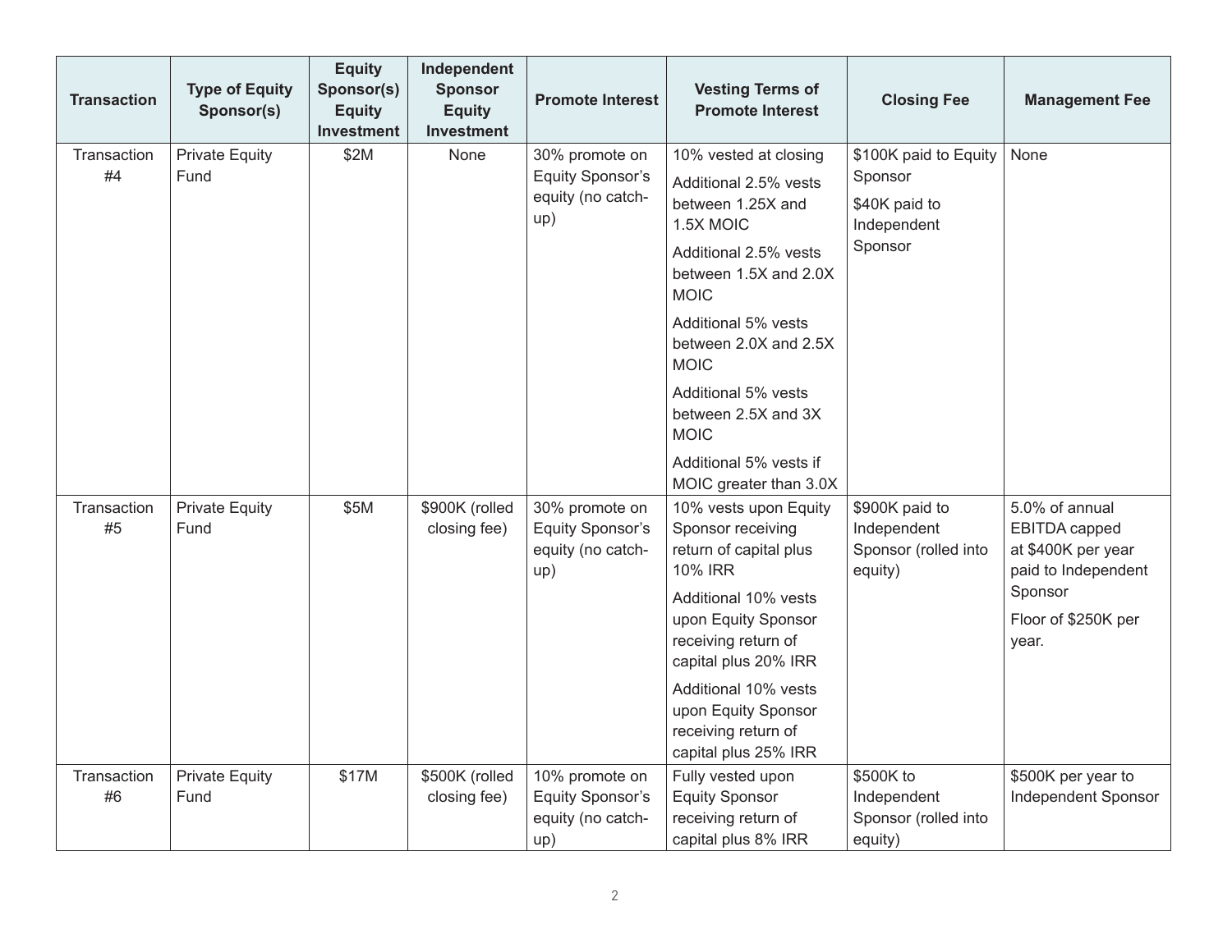| Transaction | Type of Equity Sponsor(s) | Equity Sponsor(s) Equity Investment | Independent Sponsor Equity Investment | Promote Interest | Vesting Terms of Promote Interest | Closing Fee | Management Fee |
|---|---|---|---|---|---|---|---|
| Transaction #4 | Private Equity Fund | $2M | None | 30% promote on Equity Sponsor's equity (no catch-up) | 10% vested at closing<br>Additional 2.5% vests between 1.25X and 1.5X MOIC<br>Additional 2.5% vests between 1.5X and 2.0X MOIC<br>Additional 5% vests between 2.0X and 2.5X MOIC<br>Additional 5% vests between 2.5X and 3X MOIC<br>Additional 5% vests if MOIC greater than 3.0X | $100K paid to Equity Sponsor<br>$40K paid to Independent Sponsor | None |
| Transaction #5 | Private Equity Fund | $5M | $900K (rolled closing fee) | 30% promote on Equity Sponsor's equity (no catch-up) | 10% vests upon Equity Sponsor receiving return of capital plus 10% IRR<br>Additional 10% vests upon Equity Sponsor receiving return of capital plus 20% IRR<br>Additional 10% vests upon Equity Sponsor receiving return of capital plus 25% IRR | $900K paid to Independent Sponsor (rolled into equity) | 5.0% of annual EBITDA capped at $400K per year paid to Independent Sponsor<br>Floor of $250K per year. |
| Transaction #6 | Private Equity Fund | $17M | $500K (rolled closing fee) | 10% promote on Equity Sponsor's equity (no catch-up) | Fully vested upon Equity Sponsor receiving return of capital plus 8% IRR | $500K to Independent Sponsor (rolled into equity) | $500K per year to Independent Sponsor |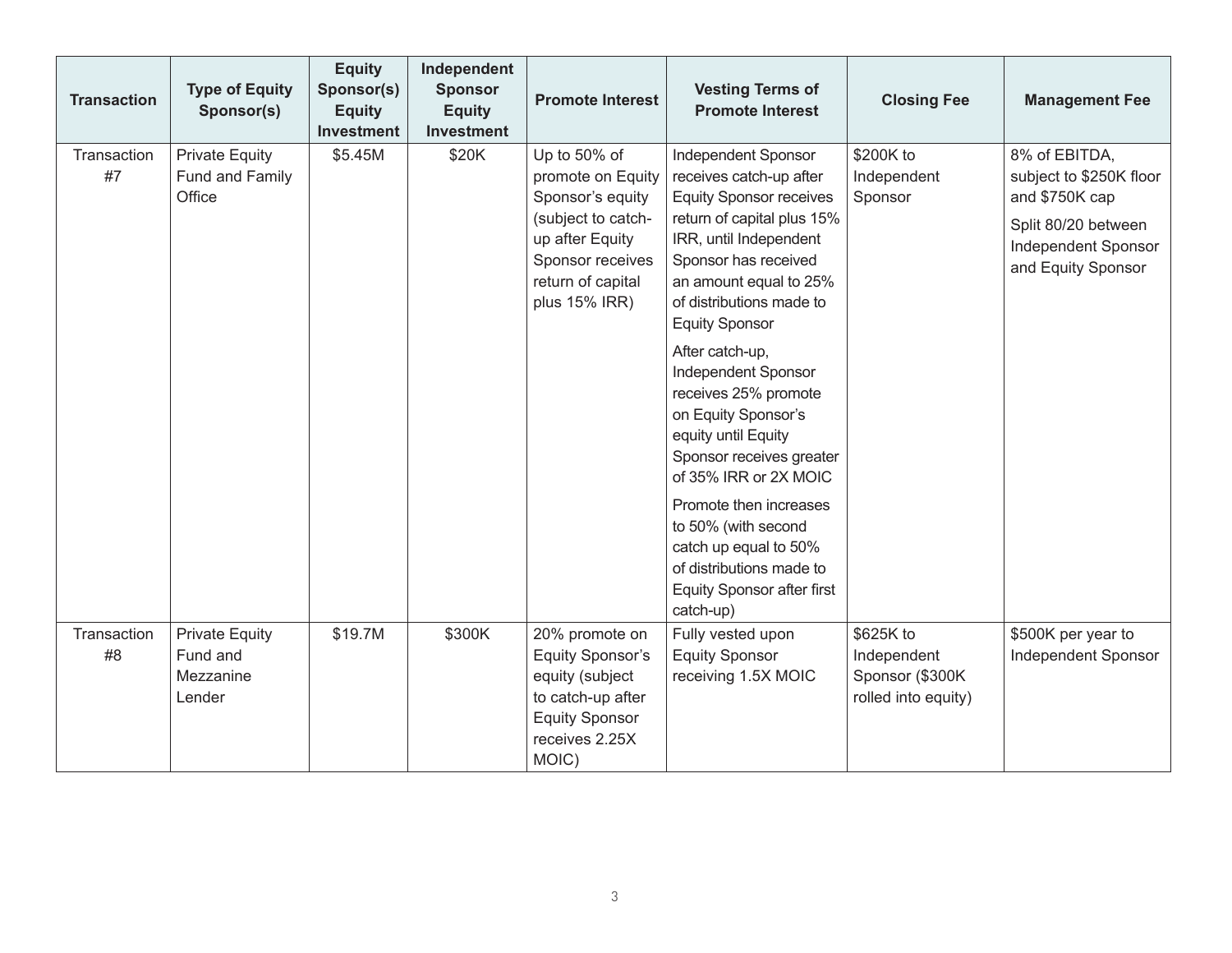| Transaction | Type of Equity Sponsor(s) | Equity Sponsor(s) Equity Investment | Independent Sponsor Equity Investment | Promote Interest | Vesting Terms of Promote Interest | Closing Fee | Management Fee |
|---|---|---|---|---|---|---|---|
| Transaction #7 | Private Equity Fund and Family Office | $5.45M | $20K | Up to 50% of promote on Equity Sponsor's equity (subject to catch-up after Equity Sponsor receives return of capital plus 15% IRR) | Independent Sponsor receives catch-up after Equity Sponsor receives return of capital plus 15% IRR, until Independent Sponsor has received an amount equal to 25% of distributions made to Equity Sponsor<br><br>After catch-up, Independent Sponsor receives 25% promote on Equity Sponsor's equity until Equity Sponsor receives greater of 35% IRR or 2X MOIC<br><br>Promote then increases to 50% (with second catch up equal to 50% of distributions made to Equity Sponsor after first catch-up) | $200K to Independent Sponsor | 8% of EBITDA, subject to $250K floor and $750K cap<br><br>Split 80/20 between Independent Sponsor and Equity Sponsor |
| Transaction #8 | Private Equity Fund and Mezzanine Lender | $19.7M | $300K | 20% promote on Equity Sponsor's equity (subject to catch-up after Equity Sponsor receives 2.25X MOIC) | Fully vested upon Equity Sponsor receiving 1.5X MOIC | $625K to Independent Sponsor ($300K rolled into equity) | $500K per year to Independent Sponsor |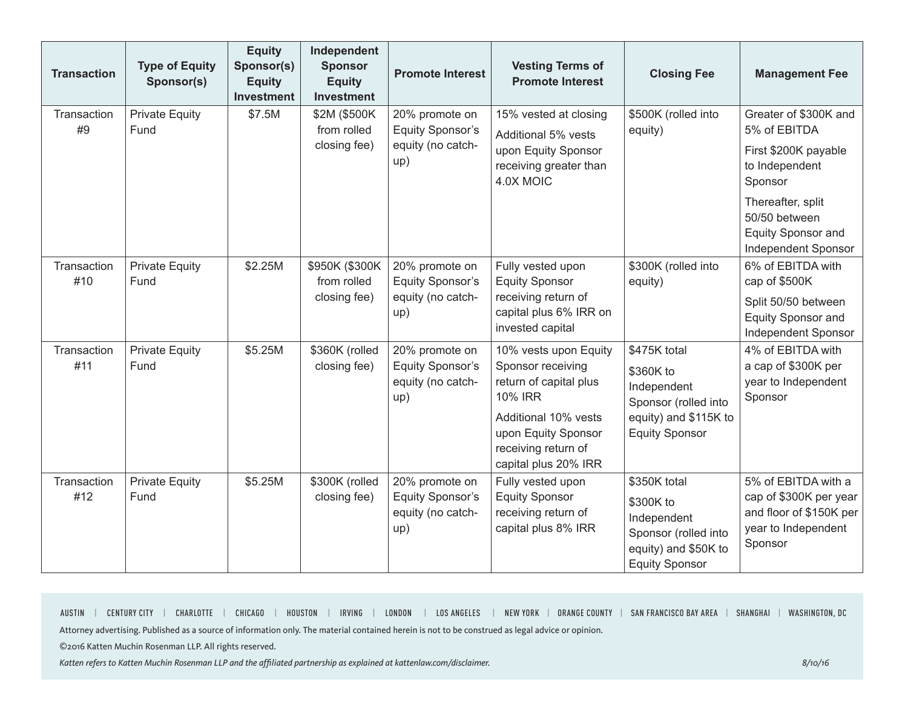| Transaction | Type of Equity Sponsor(s) | Equity Sponsor(s) Equity Investment | Independent Sponsor Equity Investment | Promote Interest | Vesting Terms of Promote Interest | Closing Fee | Management Fee |
|---|---|---|---|---|---|---|---|
| Transaction #9 | Private Equity Fund | $7.5M | $2M ($500K from rolled closing fee) | 20% promote on Equity Sponsor's equity (no catch-up) | 15% vested at closing<br>Additional 5% vests upon Equity Sponsor receiving greater than 4.0X MOIC | $500K (rolled into equity) | Greater of $300K and 5% of EBITDA<br>First $200K payable to Independent Sponsor<br>Thereafter, split 50/50 between Equity Sponsor and Independent Sponsor |
| Transaction #10 | Private Equity Fund | $2.25M | $950K ($300K from rolled closing fee) | 20% promote on Equity Sponsor's equity (no catch-up) | Fully vested upon Equity Sponsor receiving return of capital plus 6% IRR on invested capital | $300K (rolled into equity) | 6% of EBITDA with cap of $500K<br>Split 50/50 between Equity Sponsor and Independent Sponsor |
| Transaction #11 | Private Equity Fund | $5.25M | $360K (rolled closing fee) | 20% promote on Equity Sponsor's equity (no catch-up) | 10% vests upon Equity Sponsor receiving return of capital plus 10% IRR<br>Additional 10% vests upon Equity Sponsor receiving return of capital plus 20% IRR | $475K total<br>$360K to Independent Sponsor (rolled into equity) and $115K to Equity Sponsor | 4% of EBITDA with a cap of $300K per year to Independent Sponsor |
| Transaction #12 | Private Equity Fund | $5.25M | $300K (rolled closing fee) | 20% promote on Equity Sponsor's equity (no catch-up) | Fully vested upon Equity Sponsor receiving return of capital plus 8% IRR | $350K total<br>$300K to Independent Sponsor (rolled into equity) and $50K to Equity Sponsor | 5% of EBITDA with a cap of $300K per year and floor of $150K per year to Independent Sponsor |

AUSTIN | CENTURY CITY | CHARLOTTE | CHICAGO | HOUSTON | IRVING | LONDON | LOS ANGELES | NEW YORK | ORANGE COUNTY | SAN FRANCISCO BAY AREA | SHANGHAI | WASHINGTON, DC

Attorney advertising. Published as a source of information only. The material contained herein is not to be construed as legal advice or opinion.

©2016 Katten Muchin Rosenman LLP. All rights reserved.

*Katten refers to Katten Muchin Rosenman LLP and the affiliated partnership as explained at kattenlaw.com/disclaimer.*

*8/10/16*